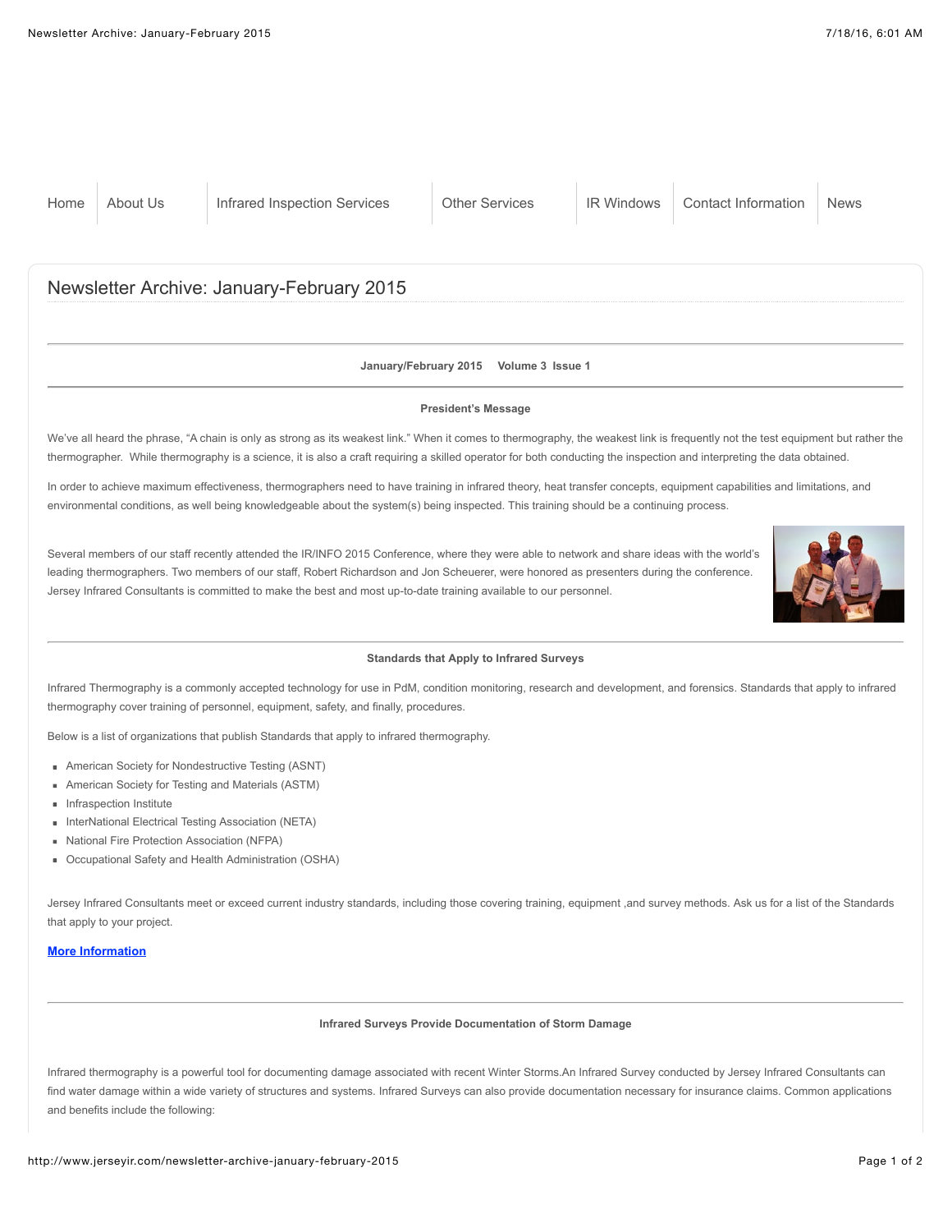Home | About Us | Infrared Inspection Services | Other Services | IR Windows | Contact Information | News

# Newsletter Archive: January-February 2015

**January/February 2015     Volume 3  Issue 1**

**President's Message**

We've all heard the phrase, "A chain is only as strong as its weakest link." When it comes to thermography, the weakest link is frequently not the test equipment but rather the thermographer.  While thermography is a science, it is also a craft requiring a skilled operator for both conducting the inspection and interpreting the data obtained.

In order to achieve maximum effectiveness, thermographers need to have training in infrared theory, heat transfer concepts, equipment capabilities and limitations, and environmental conditions, as well being knowledgeable about the system(s) being inspected. This training should be a continuing process.

Several members of our staff recently attended the IR/INFO 2015 Conference, where they were able to network and share ideas with the world's leading thermographers. Two members of our staff, Robert Richardson and Jon Scheuerer, were honored as presenters during the conference. Jersey Infrared Consultants is committed to make the best and most up-to-date training available to our personnel.

**Standards that Apply to Infrared Surveys**

Infrared Thermography is a commonly accepted technology for use in PdM, condition monitoring, research and development, and forensics. Standards that apply to infrared thermography cover training of personnel, equipment, safety, and finally, procedures.

Below is a list of organizations that publish Standards that apply to infrared thermography.

- American Society for Nondestructive Testing (ASNT)
- American Society for Testing and Materials (ASTM)
- Infraspection Institute
- InterNational Electrical Testing Association (NETA)
- National Fire Protection Association (NFPA)
- Occupational Safety and Health Administration (OSHA)

Jersey Infrared Consultants meet or exceed current industry standards, including those covering training, equipment ,and survey methods. Ask us for a list of the Standards that apply to your project.

**More Information**

**Infrared Surveys Provide Documentation of Storm Damage**

Infrared thermography is a powerful tool for documenting damage associated with recent Winter Storms.An Infrared Survey conducted by Jersey Infrared Consultants can find water damage within a wide variety of structures and systems. Infrared Surveys can also provide documentation necessary for insurance claims. Common applications and benefits include the following: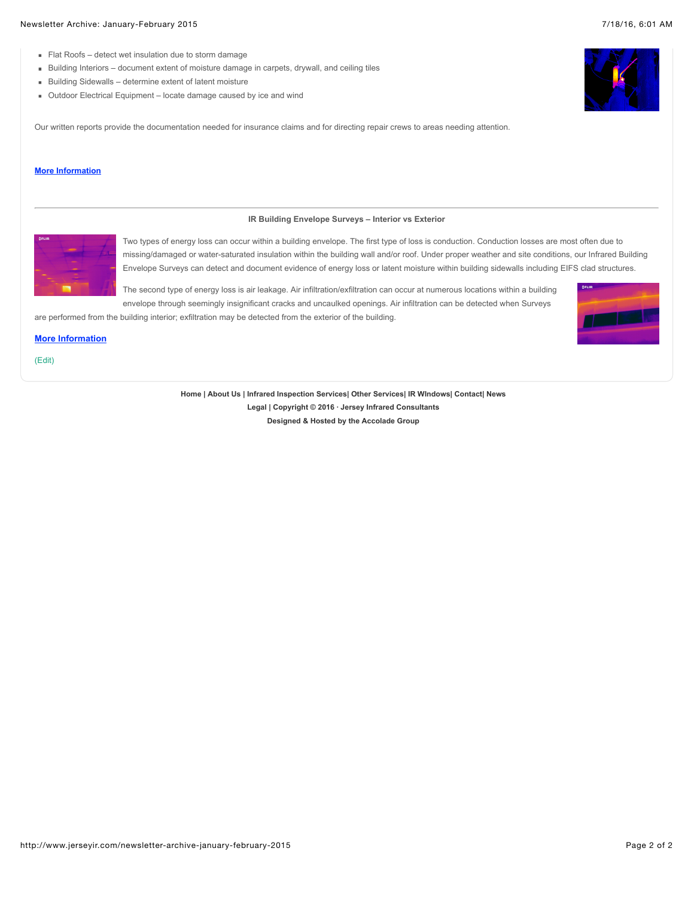- Flat Roofs – detect wet insulation due to storm damage
- Building Interiors – document extent of moisture damage in carpets, drywall, and ceiling tiles
- Building Sidewalls – determine extent of latent moisture
- Outdoor Electrical Equipment – locate damage caused by ice and wind

Our written reports provide the documentation needed for insurance claims and for directing repair crews to areas needing attention.

**More Information**

---

**IR Building Envelope Surveys – Interior vs Exterior**

Two types of energy loss can occur within a building envelope. The first type of loss is conduction. Conduction losses are most often due to missing/damaged or water-saturated insulation within the building wall and/or roof. Under proper weather and site conditions, our Infrared Building Envelope Surveys can detect and document evidence of energy loss or latent moisture within building sidewalls including EIFS clad structures.

The second type of energy loss is air leakage. Air infiltration/exfiltration can occur at numerous locations within a building envelope through seemingly insignificant cracks and uncaulked openings. Air infiltration can be detected when Surveys are performed from the building interior; exfiltration may be detected from the exterior of the building.

**More Information**

(Edit)

**Home | About Us | Infrared Inspection Services| Other Services| IR WIndows| Contact| News**

**Legal | Copyright © 2016 · Jersey Infrared Consultants**

**Designed & Hosted by the Accolade Group**